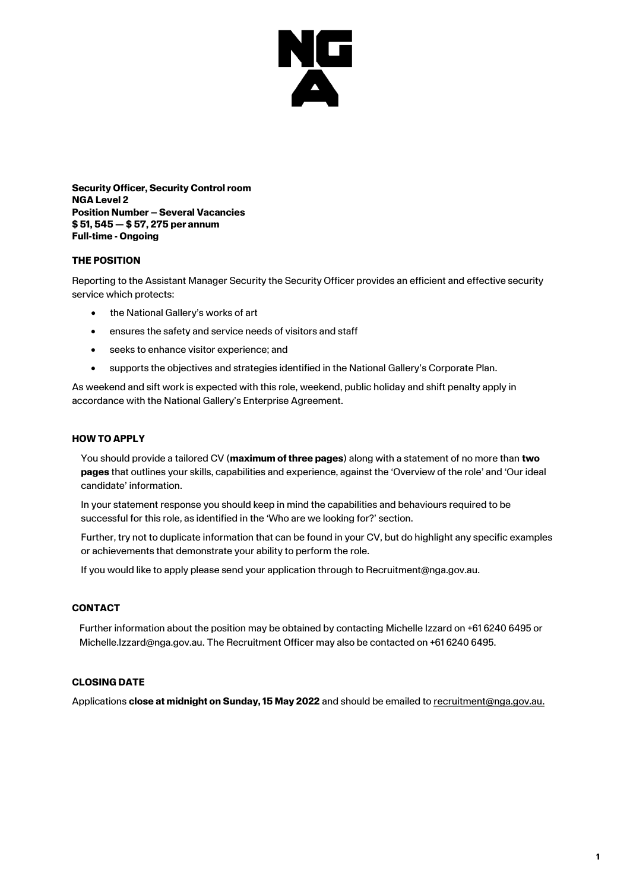**Security Officer, Security Control room**
**NGA Level 2**
**Position Number – Several Vacancies**
**$ 51, 545 — $ 57, 275 per annum**
**Full-time - Ongoing**

## THE POSITION

Reporting to the Assistant Manager Security the Security Officer provides an efficient and effective security service which protects:

- the National Gallery's works of art
- ensures the safety and service needs of visitors and staff
- seeks to enhance visitor experience; and
- supports the objectives and strategies identified in the National Gallery's Corporate Plan.

As weekend and sift work is expected with this role, weekend, public holiday and shift penalty apply in accordance with the National Gallery's Enterprise Agreement.

## HOW TO APPLY

You should provide a tailored CV (**maximum of three pages**) along with a statement of no more than **two pages** that outlines your skills, capabilities and experience, against the 'Overview of the role' and 'Our ideal candidate' information.

In your statement response you should keep in mind the capabilities and behaviours required to be successful for this role, as identified in the 'Who are we looking for?' section.

Further, try not to duplicate information that can be found in your CV, but do highlight any specific examples or achievements that demonstrate your ability to perform the role.

If you would like to apply please send your application through to Recruitment@nga.gov.au.

## CONTACT

Further information about the position may be obtained by contacting Michelle Izzard on +61 6240 6495 or Michelle.Izzard@nga.gov.au. The Recruitment Officer may also be contacted on +61 6240 6495.

## CLOSING DATE

Applications **close at midnight on Sunday, 15 May 2022** and should be emailed to recruitment@nga.gov.au.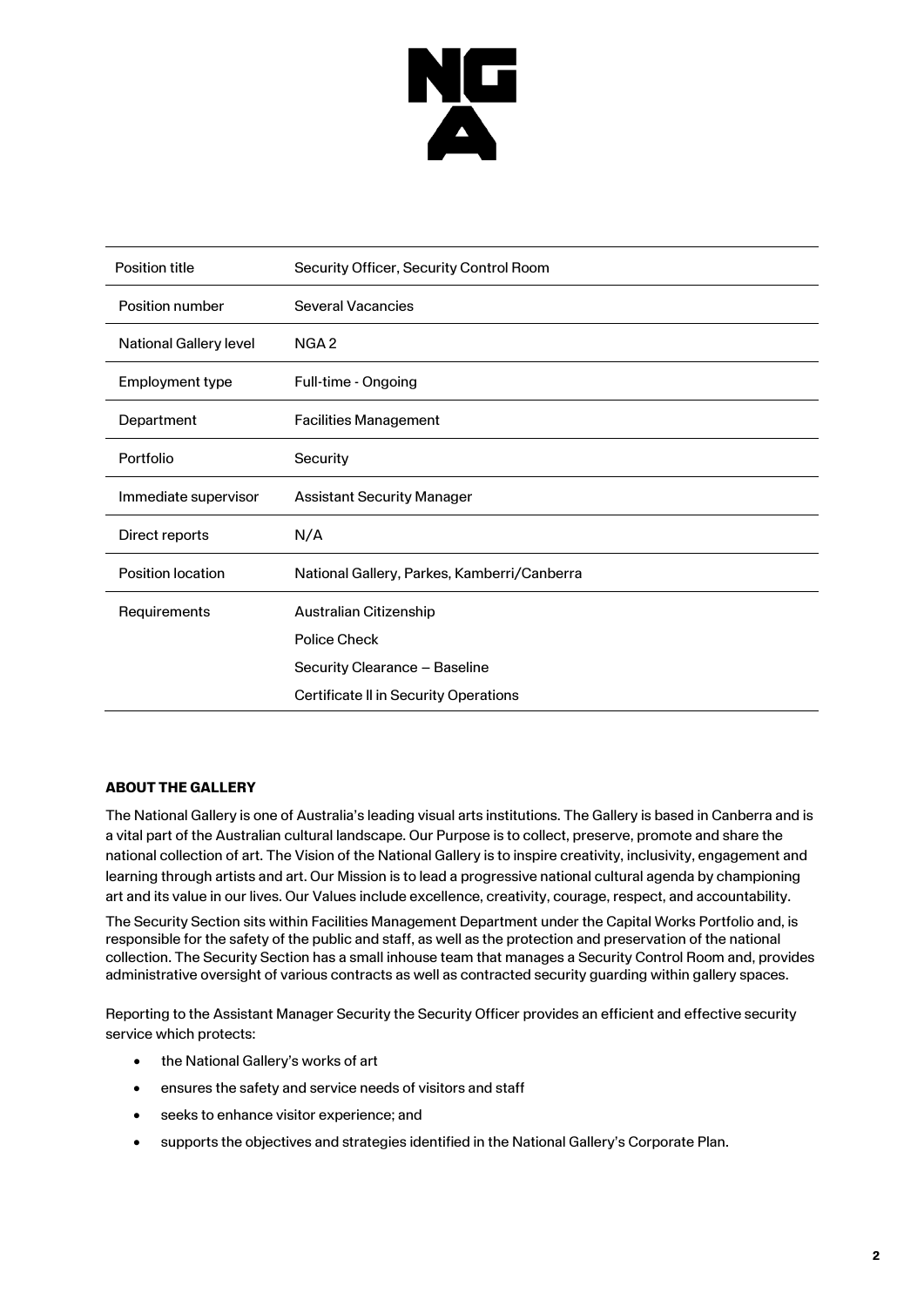| Position title | Security Officer, Security Control Room |
| --- | --- |
| Position number | Several Vacancies |
| National Gallery level | NGA 2 |
| Employment type | Full-time - Ongoing |
| Department | Facilities Management |
| Portfolio | Security |
| Immediate supervisor | Assistant Security Manager |
| Direct reports | N/A |
| Position location | National Gallery, Parkes, Kamberri/Canberra |
| Requirements | Australian Citizenship<br>Police Check<br>Security Clearance – Baseline<br>Certificate II in Security Operations |

**ABOUT THE GALLERY**

The National Gallery is one of Australia's leading visual arts institutions. The Gallery is based in Canberra and is a vital part of the Australian cultural landscape. Our Purpose is to collect, preserve, promote and share the national collection of art. The Vision of the National Gallery is to inspire creativity, inclusivity, engagement and learning through artists and art. Our Mission is to lead a progressive national cultural agenda by championing art and its value in our lives. Our Values include excellence, creativity, courage, respect, and accountability.

The Security Section sits within Facilities Management Department under the Capital Works Portfolio and, is responsible for the safety of the public and staff, as well as the protection and preservation of the national collection. The Security Section has a small inhouse team that manages a Security Control Room and, provides administrative oversight of various contracts as well as contracted security guarding within gallery spaces.

Reporting to the Assistant Manager Security the Security Officer provides an efficient and effective security service which protects:

- the National Gallery's works of art
- ensures the safety and service needs of visitors and staff
- seeks to enhance visitor experience; and
- supports the objectives and strategies identified in the National Gallery's Corporate Plan.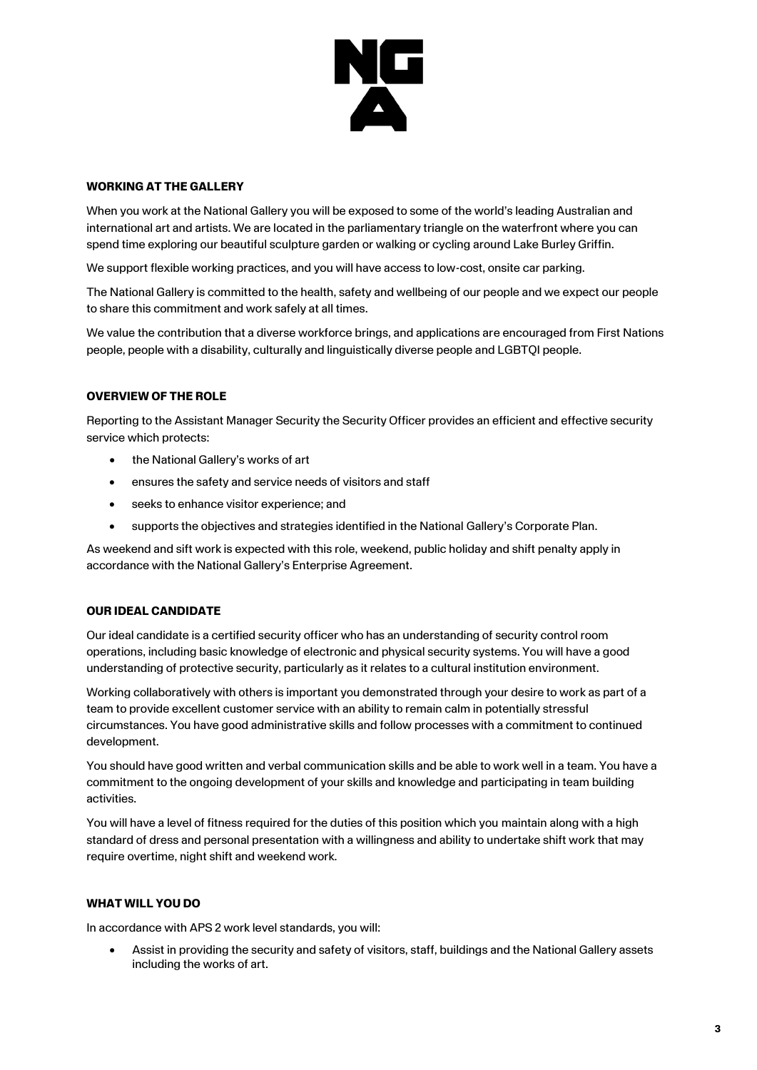## WORKING AT THE GALLERY

When you work at the National Gallery you will be exposed to some of the world's leading Australian and international art and artists. We are located in the parliamentary triangle on the waterfront where you can spend time exploring our beautiful sculpture garden or walking or cycling around Lake Burley Griffin.

We support flexible working practices, and you will have access to low-cost, onsite car parking.

The National Gallery is committed to the health, safety and wellbeing of our people and we expect our people to share this commitment and work safely at all times.

We value the contribution that a diverse workforce brings, and applications are encouraged from First Nations people, people with a disability, culturally and linguistically diverse people and LGBTQI people.

## OVERVIEW OF THE ROLE

Reporting to the Assistant Manager Security the Security Officer provides an efficient and effective security service which protects:

- the National Gallery's works of art
- ensures the safety and service needs of visitors and staff
- seeks to enhance visitor experience; and
- supports the objectives and strategies identified in the National Gallery's Corporate Plan.

As weekend and sift work is expected with this role, weekend, public holiday and shift penalty apply in accordance with the National Gallery's Enterprise Agreement.

## OUR IDEAL CANDIDATE

Our ideal candidate is a certified security officer who has an understanding of security control room operations, including basic knowledge of electronic and physical security systems. You will have a good understanding of protective security, particularly as it relates to a cultural institution environment.

Working collaboratively with others is important you demonstrated through your desire to work as part of a team to provide excellent customer service with an ability to remain calm in potentially stressful circumstances. You have good administrative skills and follow processes with a commitment to continued development.

You should have good written and verbal communication skills and be able to work well in a team. You have a commitment to the ongoing development of your skills and knowledge and participating in team building activities.

You will have a level of fitness required for the duties of this position which you maintain along with a high standard of dress and personal presentation with a willingness and ability to undertake shift work that may require overtime, night shift and weekend work.

## WHAT WILL YOU DO

In accordance with APS 2 work level standards, you will:

- Assist in providing the security and safety of visitors, staff, buildings and the National Gallery assets including the works of art.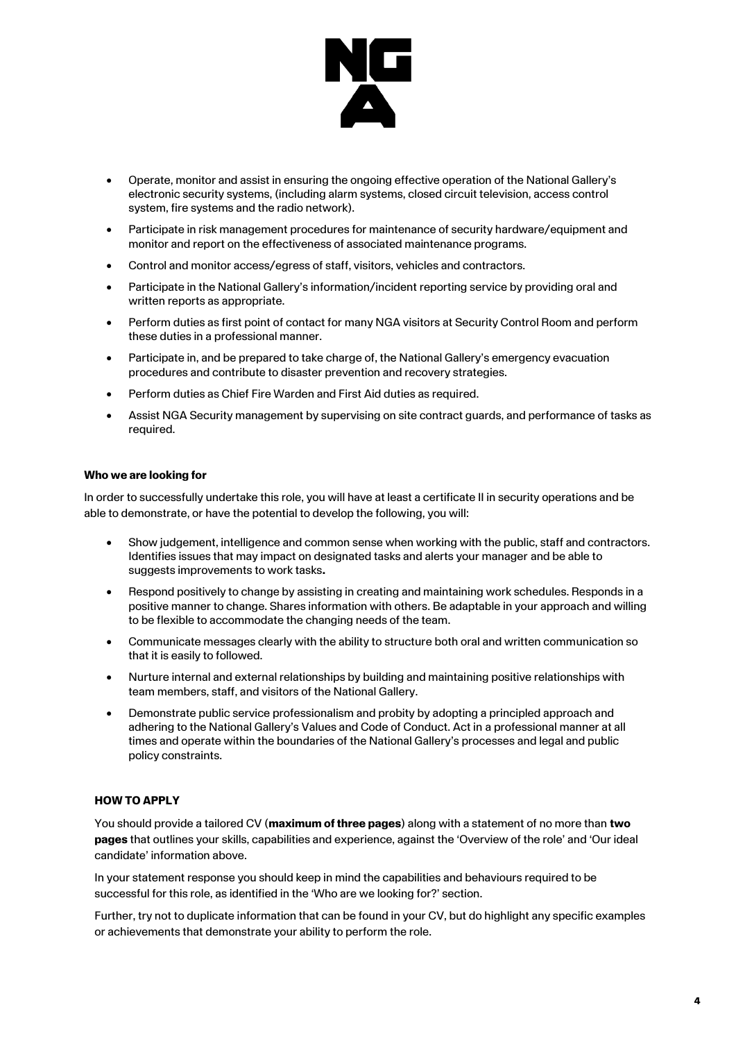- Operate, monitor and assist in ensuring the ongoing effective operation of the National Gallery's electronic security systems, (including alarm systems, closed circuit television, access control system, fire systems and the radio network).
- Participate in risk management procedures for maintenance of security hardware/equipment and monitor and report on the effectiveness of associated maintenance programs.
- Control and monitor access/egress of staff, visitors, vehicles and contractors.
- Participate in the National Gallery's information/incident reporting service by providing oral and written reports as appropriate.
- Perform duties as first point of contact for many NGA visitors at Security Control Room and perform these duties in a professional manner.
- Participate in, and be prepared to take charge of, the National Gallery's emergency evacuation procedures and contribute to disaster prevention and recovery strategies.
- Perform duties as Chief Fire Warden and First Aid duties as required.
- Assist NGA Security management by supervising on site contract guards, and performance of tasks as required.

**Who we are looking for**

In order to successfully undertake this role, you will have at least a certificate II in security operations and be able to demonstrate, or have the potential to develop the following, you will:

- Show judgement, intelligence and common sense when working with the public, staff and contractors. Identifies issues that may impact on designated tasks and alerts your manager and be able to suggests improvements to work tasks**.**
- Respond positively to change by assisting in creating and maintaining work schedules. Responds in a positive manner to change. Shares information with others. Be adaptable in your approach and willing to be flexible to accommodate the changing needs of the team.
- Communicate messages clearly with the ability to structure both oral and written communication so that it is easily to followed.
- Nurture internal and external relationships by building and maintaining positive relationships with team members, staff, and visitors of the National Gallery.
- Demonstrate public service professionalism and probity by adopting a principled approach and adhering to the National Gallery's Values and Code of Conduct. Act in a professional manner at all times and operate within the boundaries of the National Gallery's processes and legal and public policy constraints.

**HOW TO APPLY**

You should provide a tailored CV (**maximum of three pages**) along with a statement of no more than **two pages** that outlines your skills, capabilities and experience, against the 'Overview of the role' and 'Our ideal candidate' information above.

In your statement response you should keep in mind the capabilities and behaviours required to be successful for this role, as identified in the 'Who are we looking for?' section.

Further, try not to duplicate information that can be found in your CV, but do highlight any specific examples or achievements that demonstrate your ability to perform the role.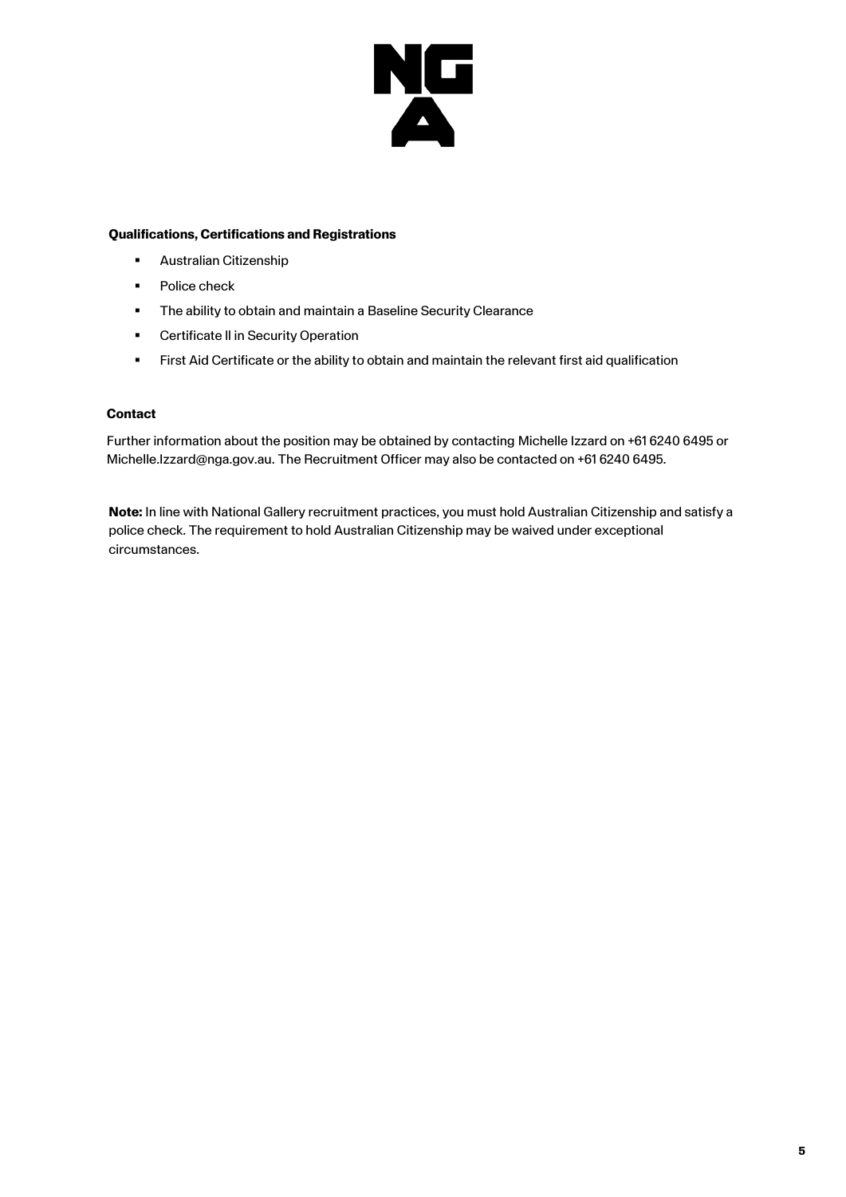**Qualifications, Certifications and Registrations**

- Australian Citizenship
- Police check
- The ability to obtain and maintain a Baseline Security Clearance
- Certificate II in Security Operation
- First Aid Certificate or the ability to obtain and maintain the relevant first aid qualification

**Contact**

Further information about the position may be obtained by contacting Michelle Izzard on +61 6240 6495 or Michelle.Izzard@nga.gov.au. The Recruitment Officer may also be contacted on +61 6240 6495.

**Note:** In line with National Gallery recruitment practices, you must hold Australian Citizenship and satisfy a police check. The requirement to hold Australian Citizenship may be waived under exceptional circumstances.